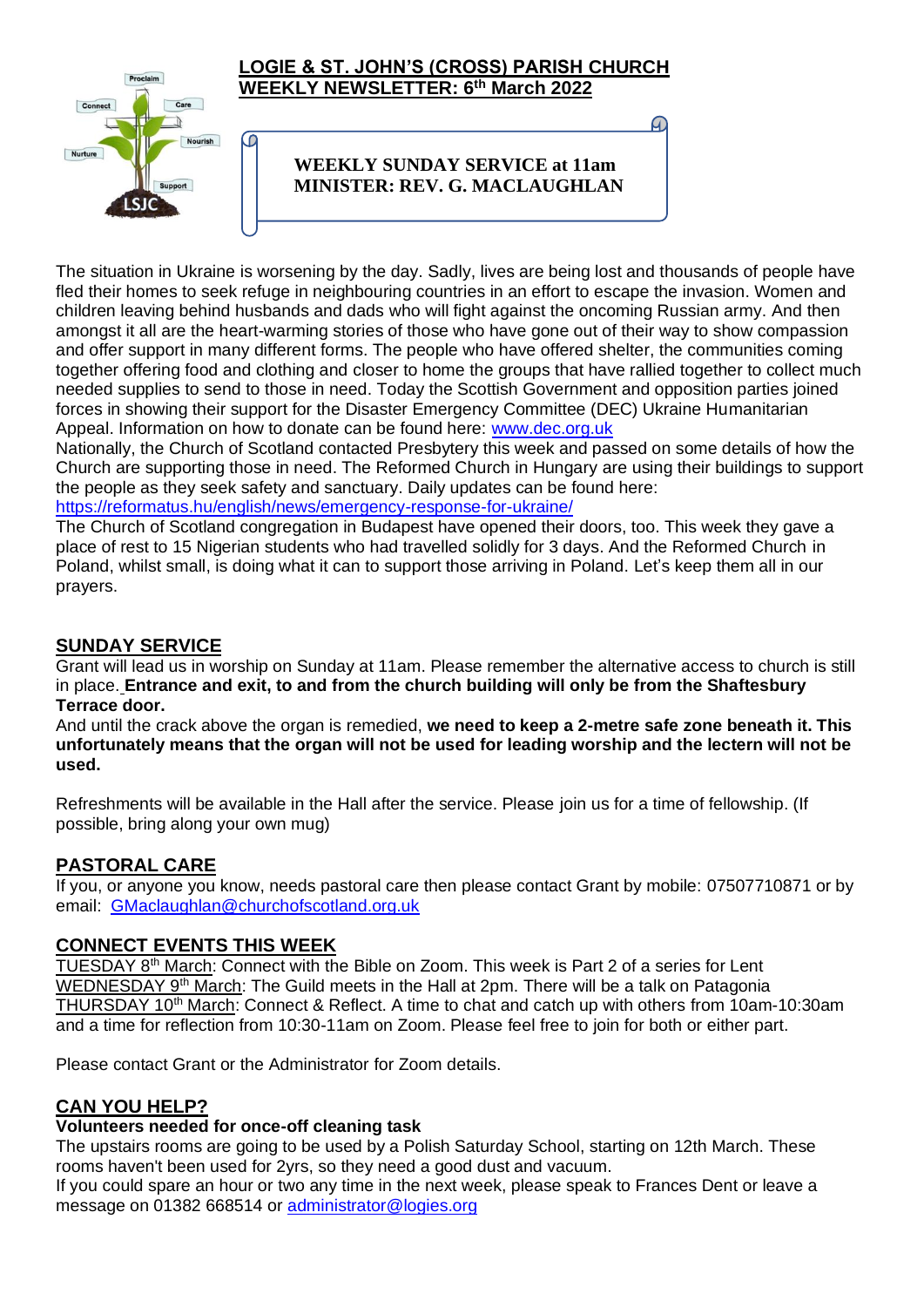# LOGIE & ST. JOHN'S (CROSS) PARISH CHURCH
## WEEKLY NEWSLETTER: 6th March 2022

**WEEKLY SUNDAY SERVICE at 11am**
**MINISTER: REV. G. MACLAUGHLAN**

The situation in Ukraine is worsening by the day. Sadly, lives are being lost and thousands of people have fled their homes to seek refuge in neighbouring countries in an effort to escape the invasion. Women and children leaving behind husbands and dads who will fight against the oncoming Russian army. And then amongst it all are the heart-warming stories of those who have gone out of their way to show compassion and offer support in many different forms. The people who have offered shelter, the communities coming together offering food and clothing and closer to home the groups that have rallied together to collect much needed supplies to send to those in need. Today the Scottish Government and opposition parties joined forces in showing their support for the Disaster Emergency Committee (DEC) Ukraine Humanitarian Appeal. Information on how to donate can be found here: www.dec.org.uk

Nationally, the Church of Scotland contacted Presbytery this week and passed on some details of how the Church are supporting those in need. The Reformed Church in Hungary are using their buildings to support the people as they seek safety and sanctuary. Daily updates can be found here: https://reformatus.hu/english/news/emergency-response-for-ukraine/

The Church of Scotland congregation in Budapest have opened their doors, too. This week they gave a place of rest to 15 Nigerian students who had travelled solidly for 3 days. And the Reformed Church in Poland, whilst small, is doing what it can to support those arriving in Poland. Let's keep them all in our prayers.

## SUNDAY SERVICE

Grant will lead us in worship on Sunday at 11am. Please remember the alternative access to church is still in place. **Entrance and exit, to and from the church building will only be from the Shaftesbury Terrace door.**

And until the crack above the organ is remedied, **we need to keep a 2-metre safe zone beneath it. This unfortunately means that the organ will not be used for leading worship and the lectern will not be used.**

Refreshments will be available in the Hall after the service. Please join us for a time of fellowship. (If possible, bring along your own mug)

## PASTORAL CARE

If you, or anyone you know, needs pastoral care then please contact Grant by mobile: 07507710871 or by email: GMaclaughlan@churchofscotland.org.uk

## CONNECT EVENTS THIS WEEK

TUESDAY 8th March: Connect with the Bible on Zoom. This week is Part 2 of a series for Lent
WEDNESDAY 9th March: The Guild meets in the Hall at 2pm. There will be a talk on Patagonia
THURSDAY 10th March: Connect & Reflect. A time to chat and catch up with others from 10am-10:30am and a time for reflection from 10:30-11am on Zoom. Please feel free to join for both or either part.

Please contact Grant or the Administrator for Zoom details.

## CAN YOU HELP?

**Volunteers needed for once-off cleaning task**

The upstairs rooms are going to be used by a Polish Saturday School, starting on 12th March. These rooms haven't been used for 2yrs, so they need a good dust and vacuum.

If you could spare an hour or two any time in the next week, please speak to Frances Dent or leave a message on 01382 668514 or administrator@logies.org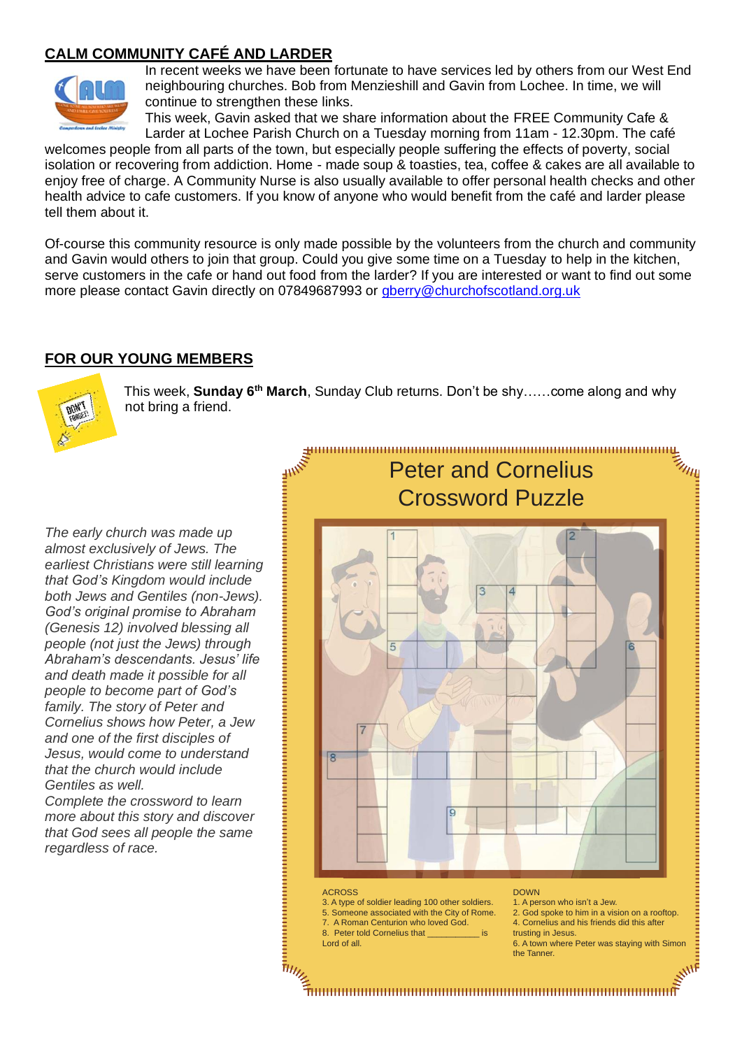## CALM COMMUNITY CAFÉ AND LARDER

In recent weeks we have been fortunate to have services led by others from our West End neighbouring churches. Bob from Menzieshill and Gavin from Lochee. In time, we will continue to strengthen these links.

This week, Gavin asked that we share information about the FREE Community Cafe & Larder at Lochee Parish Church on a Tuesday morning from 11am - 12.30pm. The café welcomes people from all parts of the town, but especially people suffering the effects of poverty, social isolation or recovering from addiction. Home - made soup & toasties, tea, coffee & cakes are all available to enjoy free of charge. A Community Nurse is also usually available to offer personal health checks and other health advice to cafe customers. If you know of anyone who would benefit from the café and larder please tell them about it.

Of-course this community resource is only made possible by the volunteers from the church and community and Gavin would others to join that group. Could you give some time on a Tuesday to help in the kitchen, serve customers in the cafe or hand out food from the larder? If you are interested or want to find out some more please contact Gavin directly on 07849687993 or gberry@churchofscotland.org.uk

## FOR OUR YOUNG MEMBERS

This week, **Sunday 6th March**, Sunday Club returns. Don't be shy……come along and why not bring a friend.

*The early church was made up almost exclusively of Jews. The earliest Christians were still learning that God's Kingdom would include both Jews and Gentiles (non-Jews). God's original promise to Abraham (Genesis 12) involved blessing all people (not just the Jews) through Abraham's descendants. Jesus' life and death made it possible for all people to become part of God's family. The story of Peter and Cornelius shows how Peter, a Jew and one of the first disciples of Jesus, would come to understand that the church would include Gentiles as well.*
*Complete the crossword to learn more about this story and discover that God sees all people the same regardless of race.*

### Peter and Cornelius Crossword Puzzle

ACROSS
3. A type of soldier leading 100 other soldiers.
5. Someone associated with the City of Rome.
7. A Roman Centurion who loved God.
8. Peter told Cornelius that ___________ is Lord of all.

DOWN
1. A person who isn't a Jew.
2. God spoke to him in a vision on a rooftop.
4. Cornelius and his friends did this after trusting in Jesus.
6. A town where Peter was staying with Simon the Tanner.